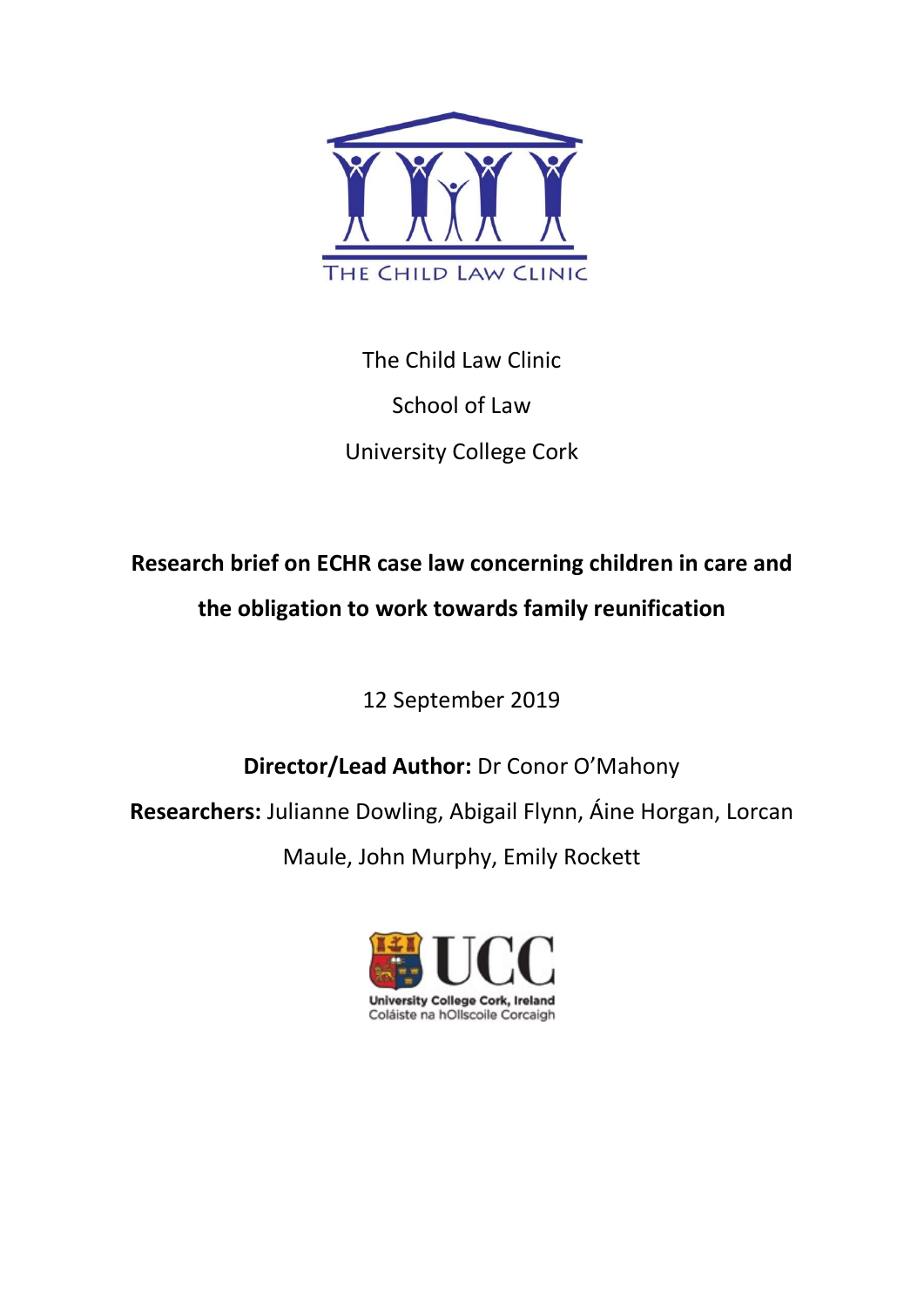The Child Law Clinic

School of Law

University College Cork

# Research brief on ECHR case law concerning children in care and the obligation to work towards family reunification

12 September 2019

**Director/Lead Author:** Dr Conor O'Mahony

**Researchers:** Julianne Dowling, Abigail Flynn, Áine Horgan, Lorcan Maule, John Murphy, Emily Rockett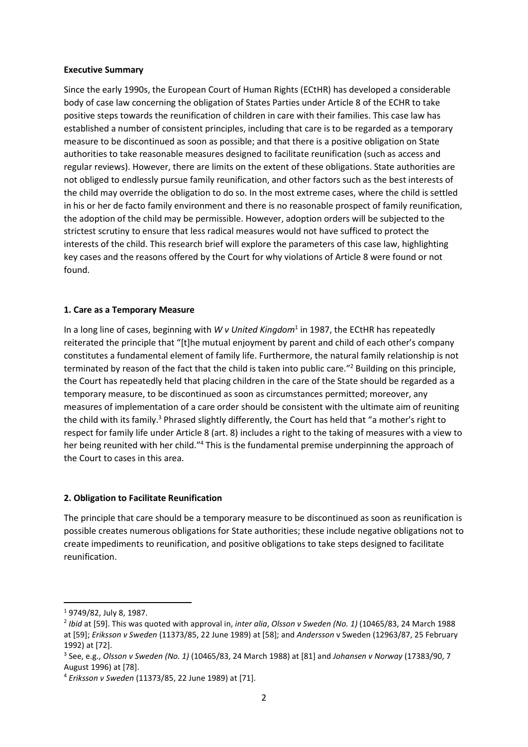**Executive Summary**

Since the early 1990s, the European Court of Human Rights (ECtHR) has developed a considerable body of case law concerning the obligation of States Parties under Article 8 of the ECHR to take positive steps towards the reunification of children in care with their families. This case law has established a number of consistent principles, including that care is to be regarded as a temporary measure to be discontinued as soon as possible; and that there is a positive obligation on State authorities to take reasonable measures designed to facilitate reunification (such as access and regular reviews). However, there are limits on the extent of these obligations. State authorities are not obliged to endlessly pursue family reunification, and other factors such as the best interests of the child may override the obligation to do so. In the most extreme cases, where the child is settled in his or her de facto family environment and there is no reasonable prospect of family reunification, the adoption of the child may be permissible. However, adoption orders will be subjected to the strictest scrutiny to ensure that less radical measures would not have sufficed to protect the interests of the child. This research brief will explore the parameters of this case law, highlighting key cases and the reasons offered by the Court for why violations of Article 8 were found or not found.

**1. Care as a Temporary Measure**

In a long line of cases, beginning with *W v United Kingdom*[1] in 1987, the ECtHR has repeatedly reiterated the principle that "[t]he mutual enjoyment by parent and child of each other's company constitutes a fundamental element of family life. Furthermore, the natural family relationship is not terminated by reason of the fact that the child is taken into public care."[2] Building on this principle, the Court has repeatedly held that placing children in the care of the State should be regarded as a temporary measure, to be discontinued as soon as circumstances permitted; moreover, any measures of implementation of a care order should be consistent with the ultimate aim of reuniting the child with its family.[3] Phrased slightly differently, the Court has held that "a mother's right to respect for family life under Article 8 (art. 8) includes a right to the taking of measures with a view to her being reunited with her child."[4] This is the fundamental premise underpinning the approach of the Court to cases in this area.

**2. Obligation to Facilitate Reunification**

The principle that care should be a temporary measure to be discontinued as soon as reunification is possible creates numerous obligations for State authorities; these include negative obligations not to create impediments to reunification, and positive obligations to take steps designed to facilitate reunification.

---

[1] 9749/82, July 8, 1987.

[2] *Ibid* at [59]. This was quoted with approval in, *inter alia*, *Olsson v Sweden (No. 1)* (10465/83, 24 March 1988 at [59]; *Eriksson v Sweden* (11373/85, 22 June 1989) at [58]; and *Andersson* v Sweden (12963/87, 25 February 1992) at [72].

[3] See, e.g., *Olsson v Sweden (No. 1)* (10465/83, 24 March 1988) at [81] and *Johansen v Norway* (17383/90, 7 August 1996) at [78].

[4] *Eriksson v Sweden* (11373/85, 22 June 1989) at [71].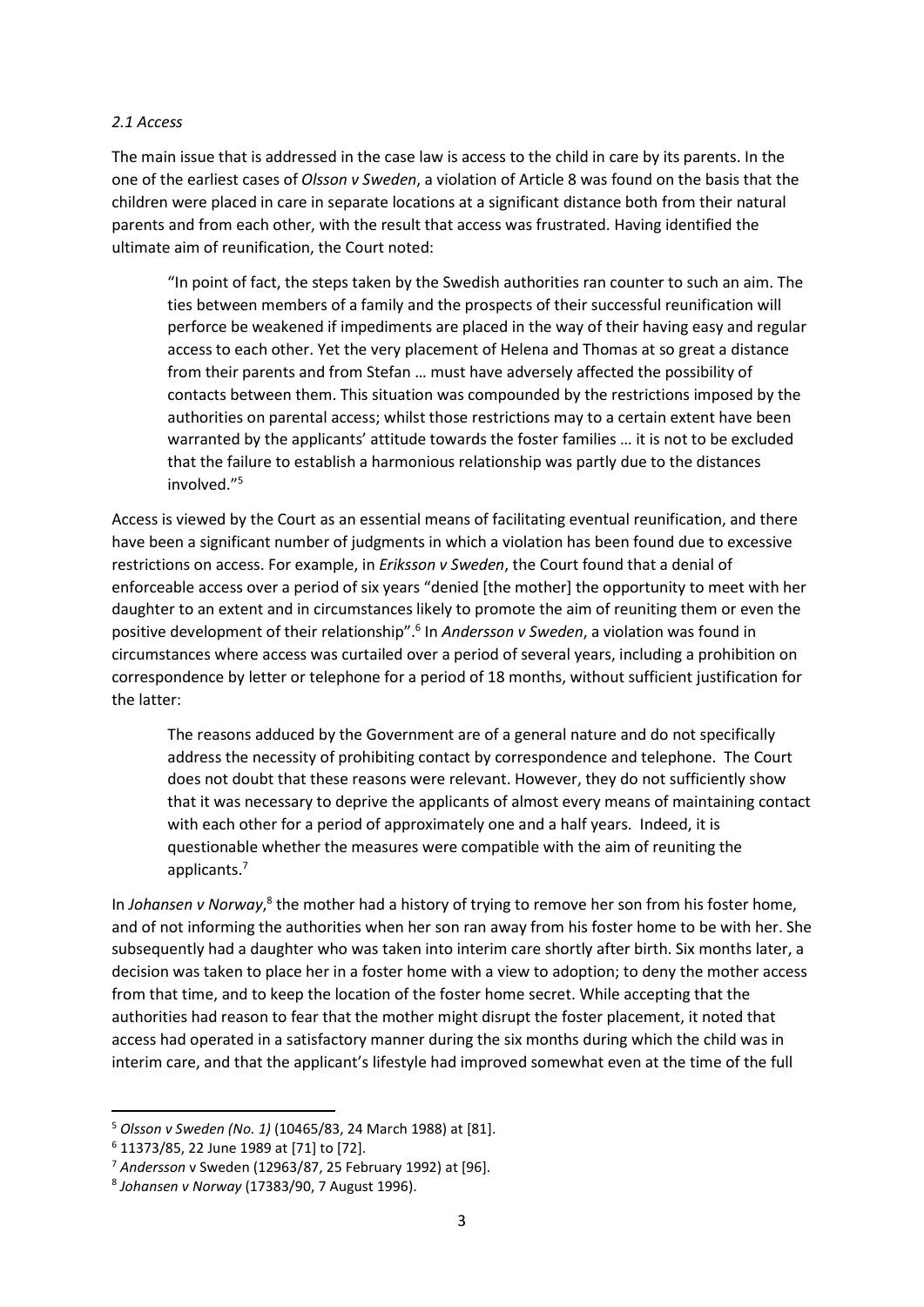*2.1 Access*

The main issue that is addressed in the case law is access to the child in care by its parents. In the one of the earliest cases of *Olsson v Sweden*, a violation of Article 8 was found on the basis that the children were placed in care in separate locations at a significant distance both from their natural parents and from each other, with the result that access was frustrated. Having identified the ultimate aim of reunification, the Court noted:

> "In point of fact, the steps taken by the Swedish authorities ran counter to such an aim. The ties between members of a family and the prospects of their successful reunification will perforce be weakened if impediments are placed in the way of their having easy and regular access to each other. Yet the very placement of Helena and Thomas at so great a distance from their parents and from Stefan … must have adversely affected the possibility of contacts between them. This situation was compounded by the restrictions imposed by the authorities on parental access; whilst those restrictions may to a certain extent have been warranted by the applicants' attitude towards the foster families … it is not to be excluded that the failure to establish a harmonious relationship was partly due to the distances involved."[5]

Access is viewed by the Court as an essential means of facilitating eventual reunification, and there have been a significant number of judgments in which a violation has been found due to excessive restrictions on access. For example, in *Eriksson v Sweden*, the Court found that a denial of enforceable access over a period of six years "denied [the mother] the opportunity to meet with her daughter to an extent and in circumstances likely to promote the aim of reuniting them or even the positive development of their relationship".[6] In *Andersson v Sweden*, a violation was found in circumstances where access was curtailed over a period of several years, including a prohibition on correspondence by letter or telephone for a period of 18 months, without sufficient justification for the latter:

> The reasons adduced by the Government are of a general nature and do not specifically address the necessity of prohibiting contact by correspondence and telephone. The Court does not doubt that these reasons were relevant. However, they do not sufficiently show that it was necessary to deprive the applicants of almost every means of maintaining contact with each other for a period of approximately one and a half years. Indeed, it is questionable whether the measures were compatible with the aim of reuniting the applicants.[7]

In *Johansen v Norway*,[8] the mother had a history of trying to remove her son from his foster home, and of not informing the authorities when her son ran away from his foster home to be with her. She subsequently had a daughter who was taken into interim care shortly after birth. Six months later, a decision was taken to place her in a foster home with a view to adoption; to deny the mother access from that time, and to keep the location of the foster home secret. While accepting that the authorities had reason to fear that the mother might disrupt the foster placement, it noted that access had operated in a satisfactory manner during the six months during which the child was in interim care, and that the applicant's lifestyle had improved somewhat even at the time of the full

---

[5] *Olsson v Sweden (No. 1)* (10465/83, 24 March 1988) at [81].

[6] 11373/85, 22 June 1989 at [71] to [72].

[7] *Andersson* v Sweden (12963/87, 25 February 1992) at [96].

[8] *Johansen v Norway* (17383/90, 7 August 1996).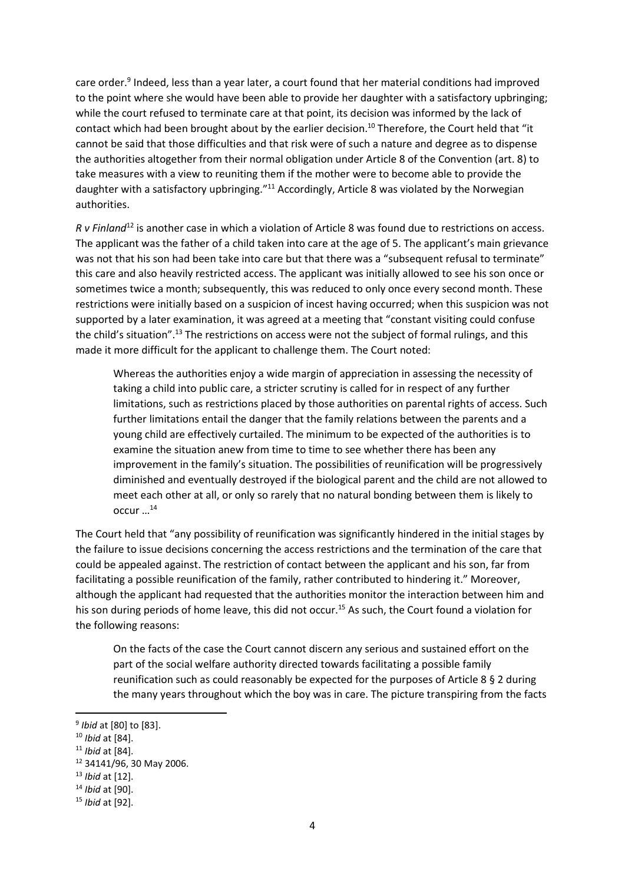care order.[9] Indeed, less than a year later, a court found that her material conditions had improved to the point where she would have been able to provide her daughter with a satisfactory upbringing; while the court refused to terminate care at that point, its decision was informed by the lack of contact which had been brought about by the earlier decision.[10] Therefore, the Court held that "it cannot be said that those difficulties and that risk were of such a nature and degree as to dispense the authorities altogether from their normal obligation under Article 8 of the Convention (art. 8) to take measures with a view to reuniting them if the mother were to become able to provide the daughter with a satisfactory upbringing."[11] Accordingly, Article 8 was violated by the Norwegian authorities.

*R v Finland*[12] is another case in which a violation of Article 8 was found due to restrictions on access. The applicant was the father of a child taken into care at the age of 5. The applicant's main grievance was not that his son had been take into care but that there was a "subsequent refusal to terminate" this care and also heavily restricted access. The applicant was initially allowed to see his son once or sometimes twice a month; subsequently, this was reduced to only once every second month. These restrictions were initially based on a suspicion of incest having occurred; when this suspicion was not supported by a later examination, it was agreed at a meeting that "constant visiting could confuse the child's situation".[13] The restrictions on access were not the subject of formal rulings, and this made it more difficult for the applicant to challenge them. The Court noted:

> Whereas the authorities enjoy a wide margin of appreciation in assessing the necessity of taking a child into public care, a stricter scrutiny is called for in respect of any further limitations, such as restrictions placed by those authorities on parental rights of access. Such further limitations entail the danger that the family relations between the parents and a young child are effectively curtailed. The minimum to be expected of the authorities is to examine the situation anew from time to time to see whether there has been any improvement in the family's situation. The possibilities of reunification will be progressively diminished and eventually destroyed if the biological parent and the child are not allowed to meet each other at all, or only so rarely that no natural bonding between them is likely to occur …[14]

The Court held that "any possibility of reunification was significantly hindered in the initial stages by the failure to issue decisions concerning the access restrictions and the termination of the care that could be appealed against. The restriction of contact between the applicant and his son, far from facilitating a possible reunification of the family, rather contributed to hindering it." Moreover, although the applicant had requested that the authorities monitor the interaction between him and his son during periods of home leave, this did not occur.[15] As such, the Court found a violation for the following reasons:

> On the facts of the case the Court cannot discern any serious and sustained effort on the part of the social welfare authority directed towards facilitating a possible family reunification such as could reasonably be expected for the purposes of Article 8 § 2 during the many years throughout which the boy was in care. The picture transpiring from the facts

---

[9] *Ibid* at [80] to [83].

[10] *Ibid* at [84].

[11] *Ibid* at [84].

[12] 34141/96, 30 May 2006.

[13] *Ibid* at [12].

[14] *Ibid* at [90].

[15] *Ibid* at [92].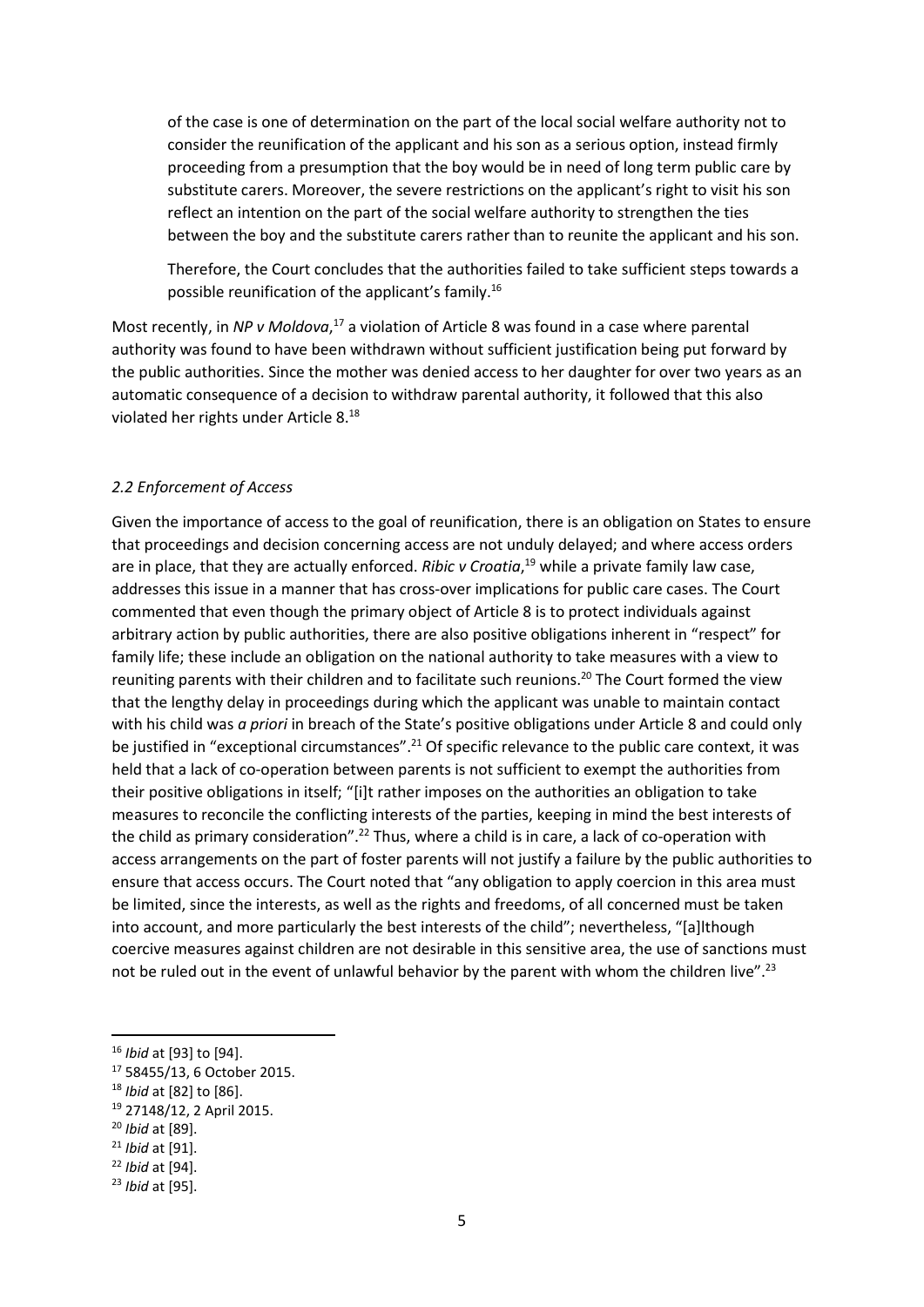> of the case is one of determination on the part of the local social welfare authority not to consider the reunification of the applicant and his son as a serious option, instead firmly proceeding from a presumption that the boy would be in need of long term public care by substitute carers. Moreover, the severe restrictions on the applicant's right to visit his son reflect an intention on the part of the social welfare authority to strengthen the ties between the boy and the substitute carers rather than to reunite the applicant and his son.
>
> Therefore, the Court concludes that the authorities failed to take sufficient steps towards a possible reunification of the applicant's family.[16]

Most recently, in *NP v Moldova*,[17] a violation of Article 8 was found in a case where parental authority was found to have been withdrawn without sufficient justification being put forward by the public authorities. Since the mother was denied access to her daughter for over two years as an automatic consequence of a decision to withdraw parental authority, it followed that this also violated her rights under Article 8.[18]

### *2.2 Enforcement of Access*

Given the importance of access to the goal of reunification, there is an obligation on States to ensure that proceedings and decision concerning access are not unduly delayed; and where access orders are in place, that they are actually enforced. *Ribic v Croatia*,[19] while a private family law case, addresses this issue in a manner that has cross-over implications for public care cases. The Court commented that even though the primary object of Article 8 is to protect individuals against arbitrary action by public authorities, there are also positive obligations inherent in "respect" for family life; these include an obligation on the national authority to take measures with a view to reuniting parents with their children and to facilitate such reunions.[20] The Court formed the view that the lengthy delay in proceedings during which the applicant was unable to maintain contact with his child was *a priori* in breach of the State's positive obligations under Article 8 and could only be justified in "exceptional circumstances".[21] Of specific relevance to the public care context, it was held that a lack of co-operation between parents is not sufficient to exempt the authorities from their positive obligations in itself; "[i]t rather imposes on the authorities an obligation to take measures to reconcile the conflicting interests of the parties, keeping in mind the best interests of the child as primary consideration".[22] Thus, where a child is in care, a lack of co-operation with access arrangements on the part of foster parents will not justify a failure by the public authorities to ensure that access occurs. The Court noted that "any obligation to apply coercion in this area must be limited, since the interests, as well as the rights and freedoms, of all concerned must be taken into account, and more particularly the best interests of the child"; nevertheless, "[a]lthough coercive measures against children are not desirable in this sensitive area, the use of sanctions must not be ruled out in the event of unlawful behavior by the parent with whom the children live".[23]

---

[16] *Ibid* at [93] to [94].
[17] 58455/13, 6 October 2015.
[18] *Ibid* at [82] to [86].
[19] 27148/12, 2 April 2015.
[20] *Ibid* at [89].
[21] *Ibid* at [91].
[22] *Ibid* at [94].
[23] *Ibid* at [95].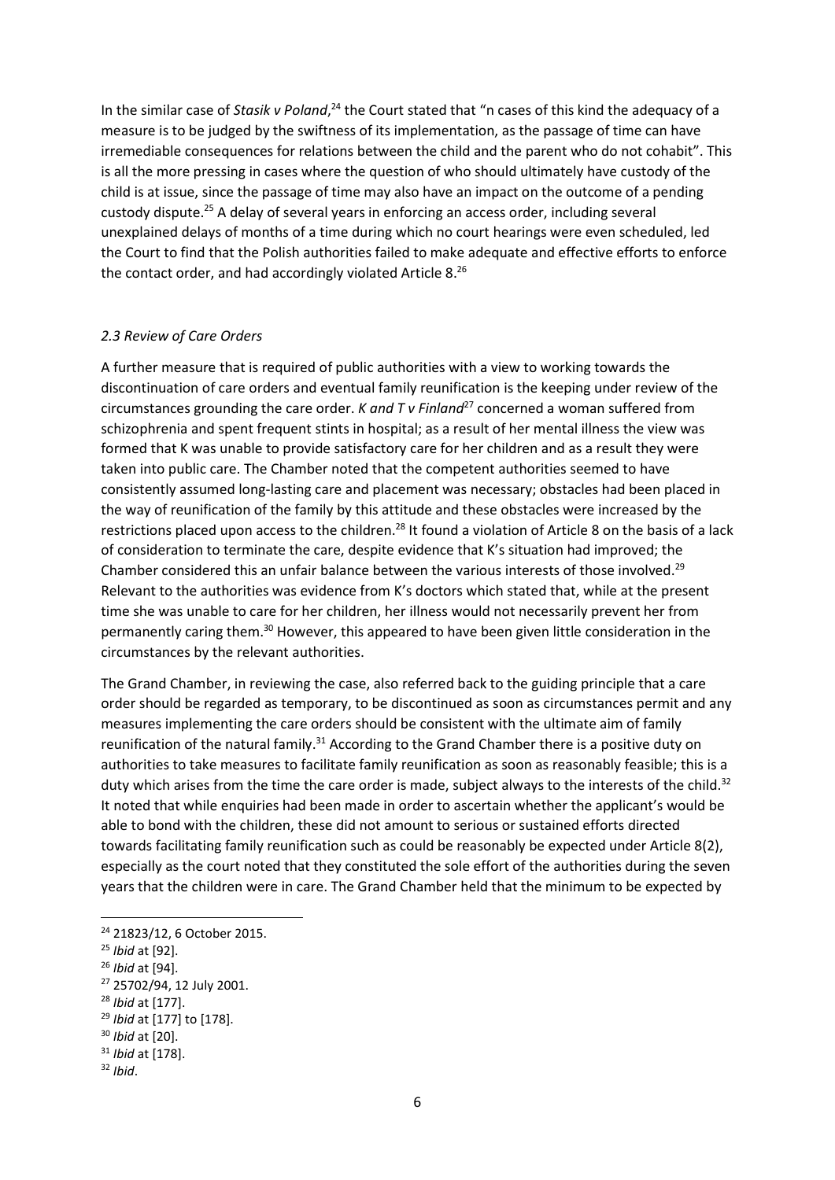In the similar case of *Stasik v Poland*,[24] the Court stated that "n cases of this kind the adequacy of a measure is to be judged by the swiftness of its implementation, as the passage of time can have irremediable consequences for relations between the child and the parent who do not cohabit". This is all the more pressing in cases where the question of who should ultimately have custody of the child is at issue, since the passage of time may also have an impact on the outcome of a pending custody dispute.[25] A delay of several years in enforcing an access order, including several unexplained delays of months of a time during which no court hearings were even scheduled, led the Court to find that the Polish authorities failed to make adequate and effective efforts to enforce the contact order, and had accordingly violated Article 8.[26]

### *2.3 Review of Care Orders*

A further measure that is required of public authorities with a view to working towards the discontinuation of care orders and eventual family reunification is the keeping under review of the circumstances grounding the care order. *K and T v Finland*[27] concerned a woman suffered from schizophrenia and spent frequent stints in hospital; as a result of her mental illness the view was formed that K was unable to provide satisfactory care for her children and as a result they were taken into public care. The Chamber noted that the competent authorities seemed to have consistently assumed long-lasting care and placement was necessary; obstacles had been placed in the way of reunification of the family by this attitude and these obstacles were increased by the restrictions placed upon access to the children.[28] It found a violation of Article 8 on the basis of a lack of consideration to terminate the care, despite evidence that K's situation had improved; the Chamber considered this an unfair balance between the various interests of those involved.[29] Relevant to the authorities was evidence from K's doctors which stated that, while at the present time she was unable to care for her children, her illness would not necessarily prevent her from permanently caring them.[30] However, this appeared to have been given little consideration in the circumstances by the relevant authorities.

The Grand Chamber, in reviewing the case, also referred back to the guiding principle that a care order should be regarded as temporary, to be discontinued as soon as circumstances permit and any measures implementing the care orders should be consistent with the ultimate aim of family reunification of the natural family.[31] According to the Grand Chamber there is a positive duty on authorities to take measures to facilitate family reunification as soon as reasonably feasible; this is a duty which arises from the time the care order is made, subject always to the interests of the child.[32] It noted that while enquiries had been made in order to ascertain whether the applicant's would be able to bond with the children, these did not amount to serious or sustained efforts directed towards facilitating family reunification such as could be reasonably be expected under Article 8(2), especially as the court noted that they constituted the sole effort of the authorities during the seven years that the children were in care. The Grand Chamber held that the minimum to be expected by

---

[24] 21823/12, 6 October 2015.

[25] *Ibid* at [92].

[26] *Ibid* at [94].

[27] 25702/94, 12 July 2001.

[28] *Ibid* at [177].

[29] *Ibid* at [177] to [178].

[30] *Ibid* at [20].

[31] *Ibid* at [178].

[32] *Ibid*.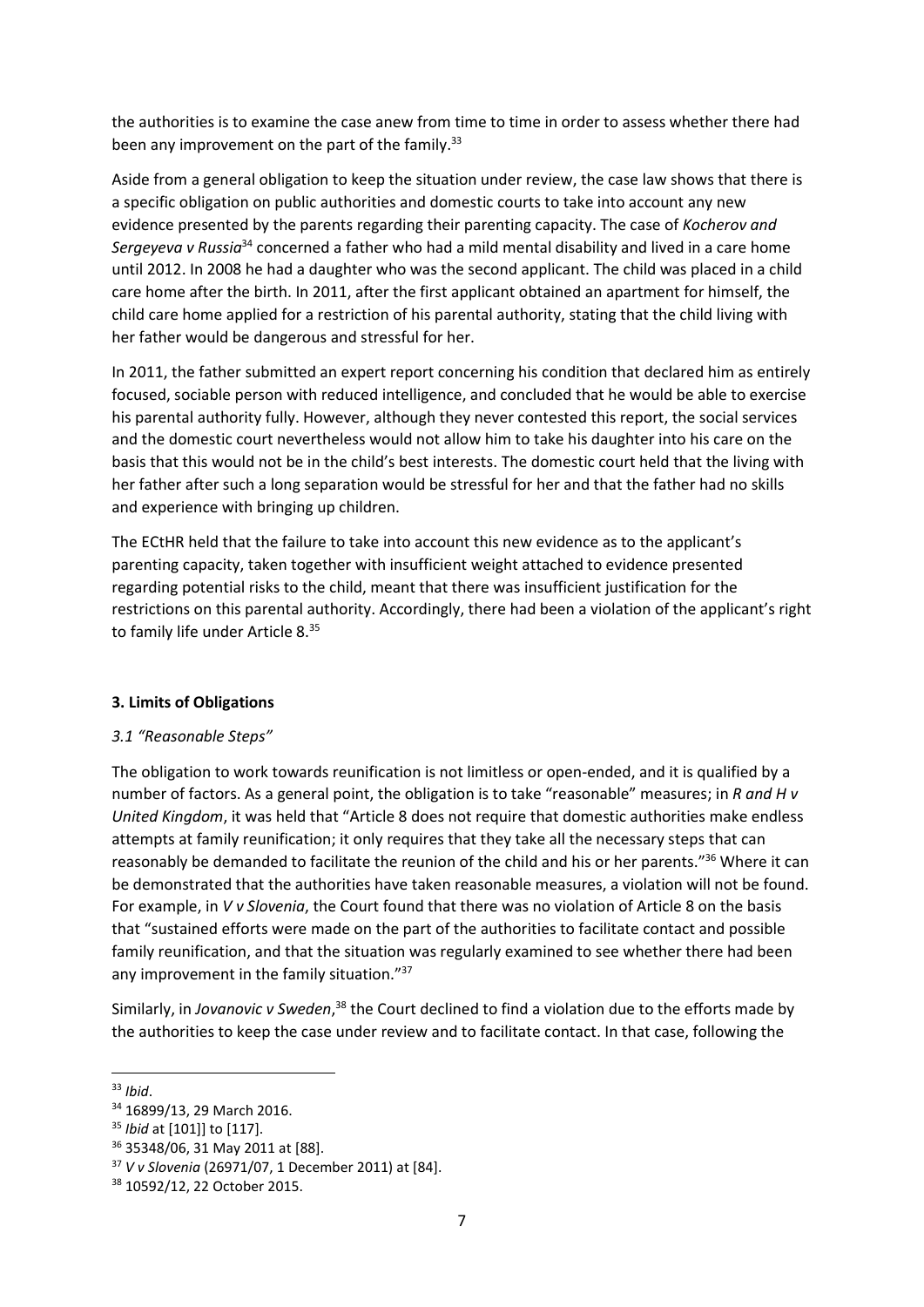the authorities is to examine the case anew from time to time in order to assess whether there had been any improvement on the part of the family.[33]

Aside from a general obligation to keep the situation under review, the case law shows that there is a specific obligation on public authorities and domestic courts to take into account any new evidence presented by the parents regarding their parenting capacity. The case of *Kocherov and Sergeyeva v Russia*[34] concerned a father who had a mild mental disability and lived in a care home until 2012. In 2008 he had a daughter who was the second applicant. The child was placed in a child care home after the birth. In 2011, after the first applicant obtained an apartment for himself, the child care home applied for a restriction of his parental authority, stating that the child living with her father would be dangerous and stressful for her.

In 2011, the father submitted an expert report concerning his condition that declared him as entirely focused, sociable person with reduced intelligence, and concluded that he would be able to exercise his parental authority fully. However, although they never contested this report, the social services and the domestic court nevertheless would not allow him to take his daughter into his care on the basis that this would not be in the child's best interests. The domestic court held that the living with her father after such a long separation would be stressful for her and that the father had no skills and experience with bringing up children.

The ECtHR held that the failure to take into account this new evidence as to the applicant's parenting capacity, taken together with insufficient weight attached to evidence presented regarding potential risks to the child, meant that there was insufficient justification for the restrictions on this parental authority. Accordingly, there had been a violation of the applicant's right to family life under Article 8.[35]

## 3. Limits of Obligations

### *3.1 "Reasonable Steps"*

The obligation to work towards reunification is not limitless or open-ended, and it is qualified by a number of factors. As a general point, the obligation is to take "reasonable" measures; in *R and H v United Kingdom*, it was held that "Article 8 does not require that domestic authorities make endless attempts at family reunification; it only requires that they take all the necessary steps that can reasonably be demanded to facilitate the reunion of the child and his or her parents."[36] Where it can be demonstrated that the authorities have taken reasonable measures, a violation will not be found. For example, in *V v Slovenia*, the Court found that there was no violation of Article 8 on the basis that "sustained efforts were made on the part of the authorities to facilitate contact and possible family reunification, and that the situation was regularly examined to see whether there had been any improvement in the family situation."[37]

Similarly, in *Jovanovic v Sweden*,[38] the Court declined to find a violation due to the efforts made by the authorities to keep the case under review and to facilitate contact. In that case, following the

---

[33] *Ibid*.

[34] 16899/13, 29 March 2016.

[35] *Ibid* at [101]] to [117].

[36] 35348/06, 31 May 2011 at [88].

[37] *V v Slovenia* (26971/07, 1 December 2011) at [84].

[38] 10592/12, 22 October 2015.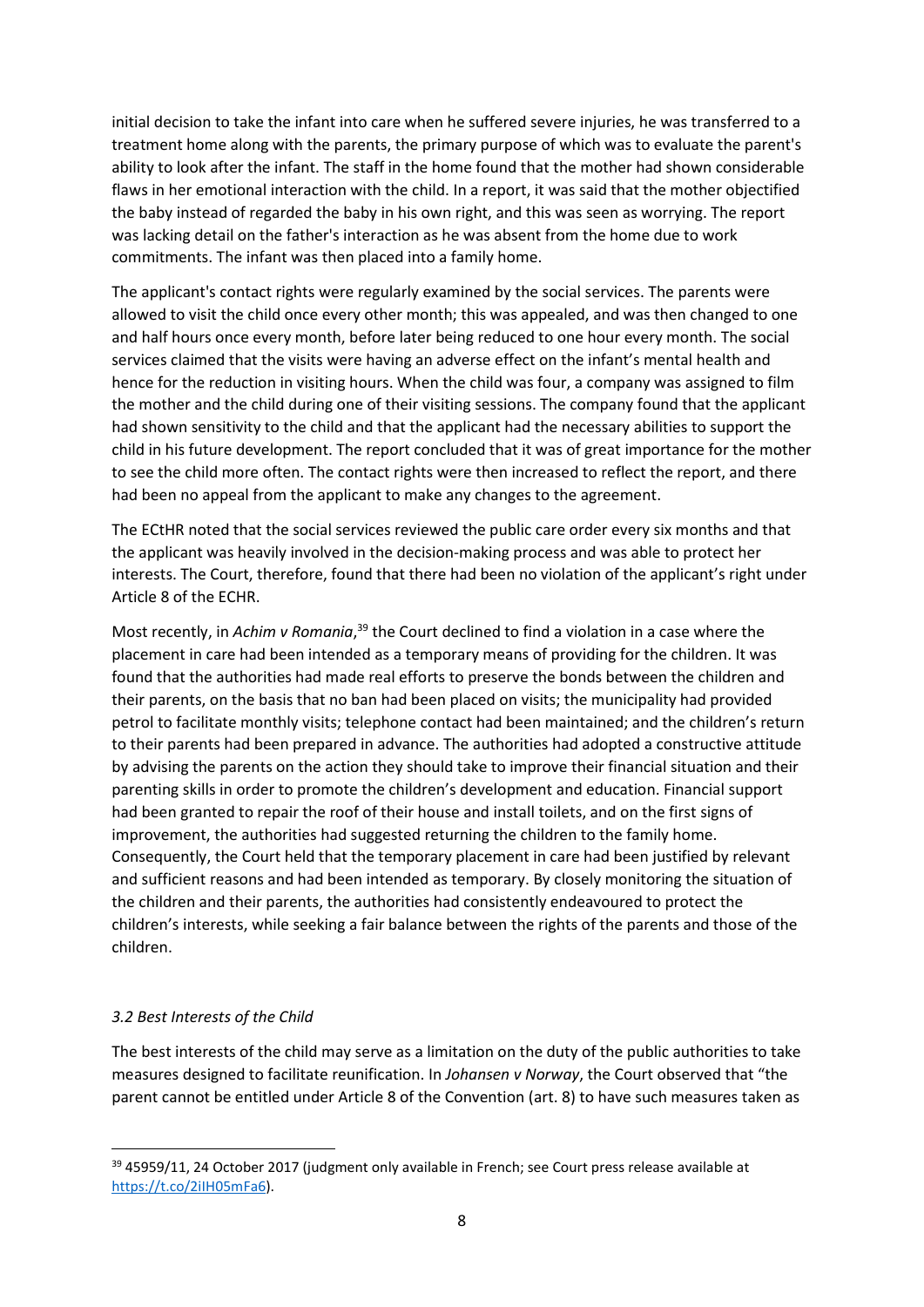initial decision to take the infant into care when he suffered severe injuries, he was transferred to a treatment home along with the parents, the primary purpose of which was to evaluate the parent's ability to look after the infant. The staff in the home found that the mother had shown considerable flaws in her emotional interaction with the child. In a report, it was said that the mother objectified the baby instead of regarded the baby in his own right, and this was seen as worrying. The report was lacking detail on the father's interaction as he was absent from the home due to work commitments. The infant was then placed into a family home.

The applicant's contact rights were regularly examined by the social services. The parents were allowed to visit the child once every other month; this was appealed, and was then changed to one and half hours once every month, before later being reduced to one hour every month. The social services claimed that the visits were having an adverse effect on the infant's mental health and hence for the reduction in visiting hours. When the child was four, a company was assigned to film the mother and the child during one of their visiting sessions. The company found that the applicant had shown sensitivity to the child and that the applicant had the necessary abilities to support the child in his future development. The report concluded that it was of great importance for the mother to see the child more often. The contact rights were then increased to reflect the report, and there had been no appeal from the applicant to make any changes to the agreement.

The ECtHR noted that the social services reviewed the public care order every six months and that the applicant was heavily involved in the decision-making process and was able to protect her interests. The Court, therefore, found that there had been no violation of the applicant's right under Article 8 of the ECHR.

Most recently, in *Achim v Romania*,[39] the Court declined to find a violation in a case where the placement in care had been intended as a temporary means of providing for the children. It was found that the authorities had made real efforts to preserve the bonds between the children and their parents, on the basis that no ban had been placed on visits; the municipality had provided petrol to facilitate monthly visits; telephone contact had been maintained; and the children's return to their parents had been prepared in advance. The authorities had adopted a constructive attitude by advising the parents on the action they should take to improve their financial situation and their parenting skills in order to promote the children's development and education. Financial support had been granted to repair the roof of their house and install toilets, and on the first signs of improvement, the authorities had suggested returning the children to the family home. Consequently, the Court held that the temporary placement in care had been justified by relevant and sufficient reasons and had been intended as temporary. By closely monitoring the situation of the children and their parents, the authorities had consistently endeavoured to protect the children's interests, while seeking a fair balance between the rights of the parents and those of the children.

### *3.2 Best Interests of the Child*

The best interests of the child may serve as a limitation on the duty of the public authorities to take measures designed to facilitate reunification. In *Johansen v Norway*, the Court observed that "the parent cannot be entitled under Article 8 of the Convention (art. 8) to have such measures taken as

---

[39] 45959/11, 24 October 2017 (judgment only available in French; see Court press release available at https://t.co/2iIH05mFa6).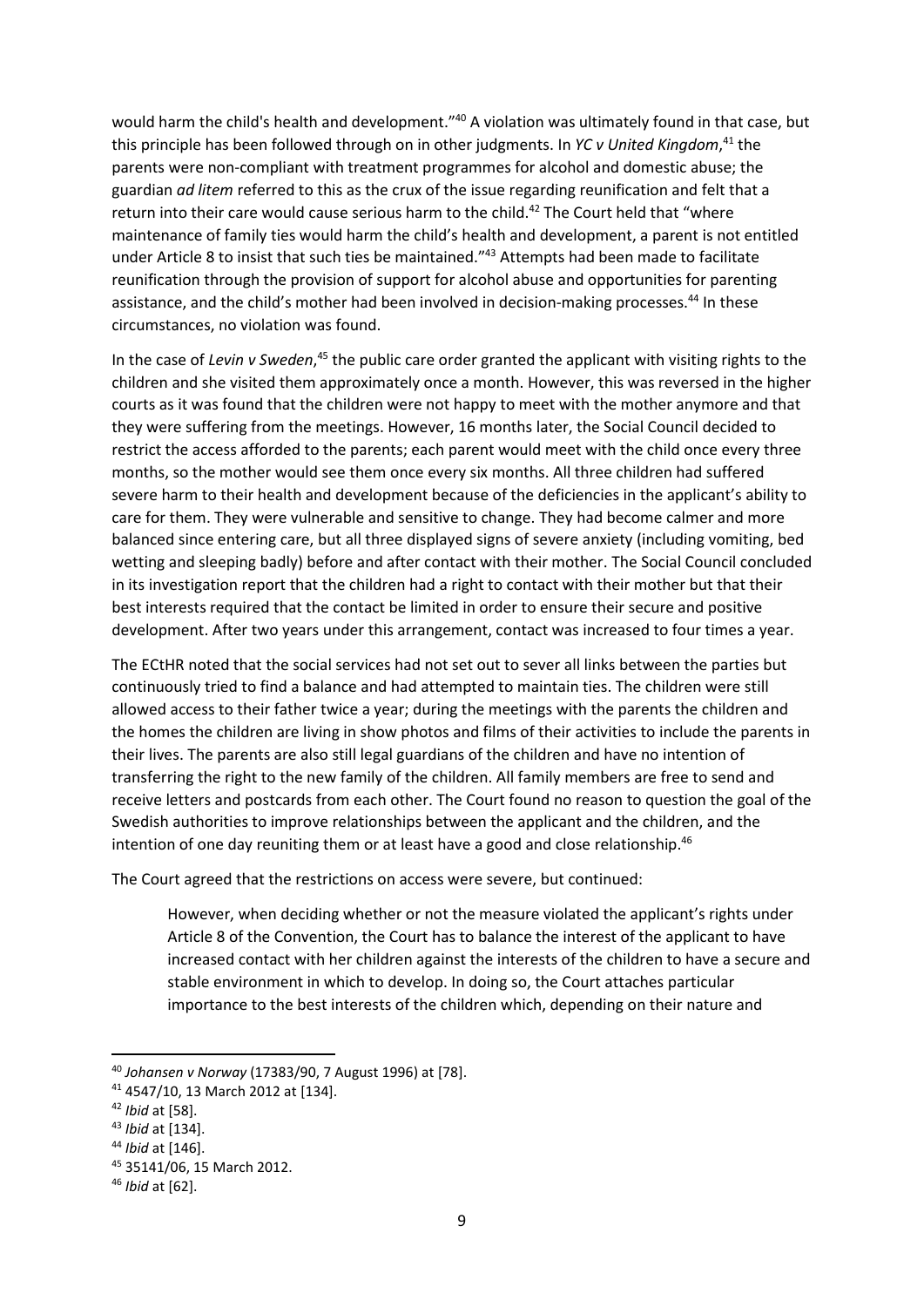would harm the child's health and development."[40] A violation was ultimately found in that case, but this principle has been followed through on in other judgments. In *YC v United Kingdom*,[41] the parents were non-compliant with treatment programmes for alcohol and domestic abuse; the guardian *ad litem* referred to this as the crux of the issue regarding reunification and felt that a return into their care would cause serious harm to the child.[42] The Court held that "where maintenance of family ties would harm the child's health and development, a parent is not entitled under Article 8 to insist that such ties be maintained."[43] Attempts had been made to facilitate reunification through the provision of support for alcohol abuse and opportunities for parenting assistance, and the child's mother had been involved in decision-making processes.[44] In these circumstances, no violation was found.

In the case of *Levin v Sweden*,[45] the public care order granted the applicant with visiting rights to the children and she visited them approximately once a month. However, this was reversed in the higher courts as it was found that the children were not happy to meet with the mother anymore and that they were suffering from the meetings. However, 16 months later, the Social Council decided to restrict the access afforded to the parents; each parent would meet with the child once every three months, so the mother would see them once every six months. All three children had suffered severe harm to their health and development because of the deficiencies in the applicant's ability to care for them. They were vulnerable and sensitive to change. They had become calmer and more balanced since entering care, but all three displayed signs of severe anxiety (including vomiting, bed wetting and sleeping badly) before and after contact with their mother. The Social Council concluded in its investigation report that the children had a right to contact with their mother but that their best interests required that the contact be limited in order to ensure their secure and positive development. After two years under this arrangement, contact was increased to four times a year.

The ECtHR noted that the social services had not set out to sever all links between the parties but continuously tried to find a balance and had attempted to maintain ties. The children were still allowed access to their father twice a year; during the meetings with the parents the children and the homes the children are living in show photos and films of their activities to include the parents in their lives. The parents are also still legal guardians of the children and have no intention of transferring the right to the new family of the children. All family members are free to send and receive letters and postcards from each other. The Court found no reason to question the goal of the Swedish authorities to improve relationships between the applicant and the children, and the intention of one day reuniting them or at least have a good and close relationship.[46]

The Court agreed that the restrictions on access were severe, but continued:

> However, when deciding whether or not the measure violated the applicant's rights under Article 8 of the Convention, the Court has to balance the interest of the applicant to have increased contact with her children against the interests of the children to have a secure and stable environment in which to develop. In doing so, the Court attaches particular importance to the best interests of the children which, depending on their nature and

---

[40] *Johansen v Norway* (17383/90, 7 August 1996) at [78].

[41] 4547/10, 13 March 2012 at [134].

[42] *Ibid* at [58].

[43] *Ibid* at [134].

[44] *Ibid* at [146].

[45] 35141/06, 15 March 2012.

[46] *Ibid* at [62].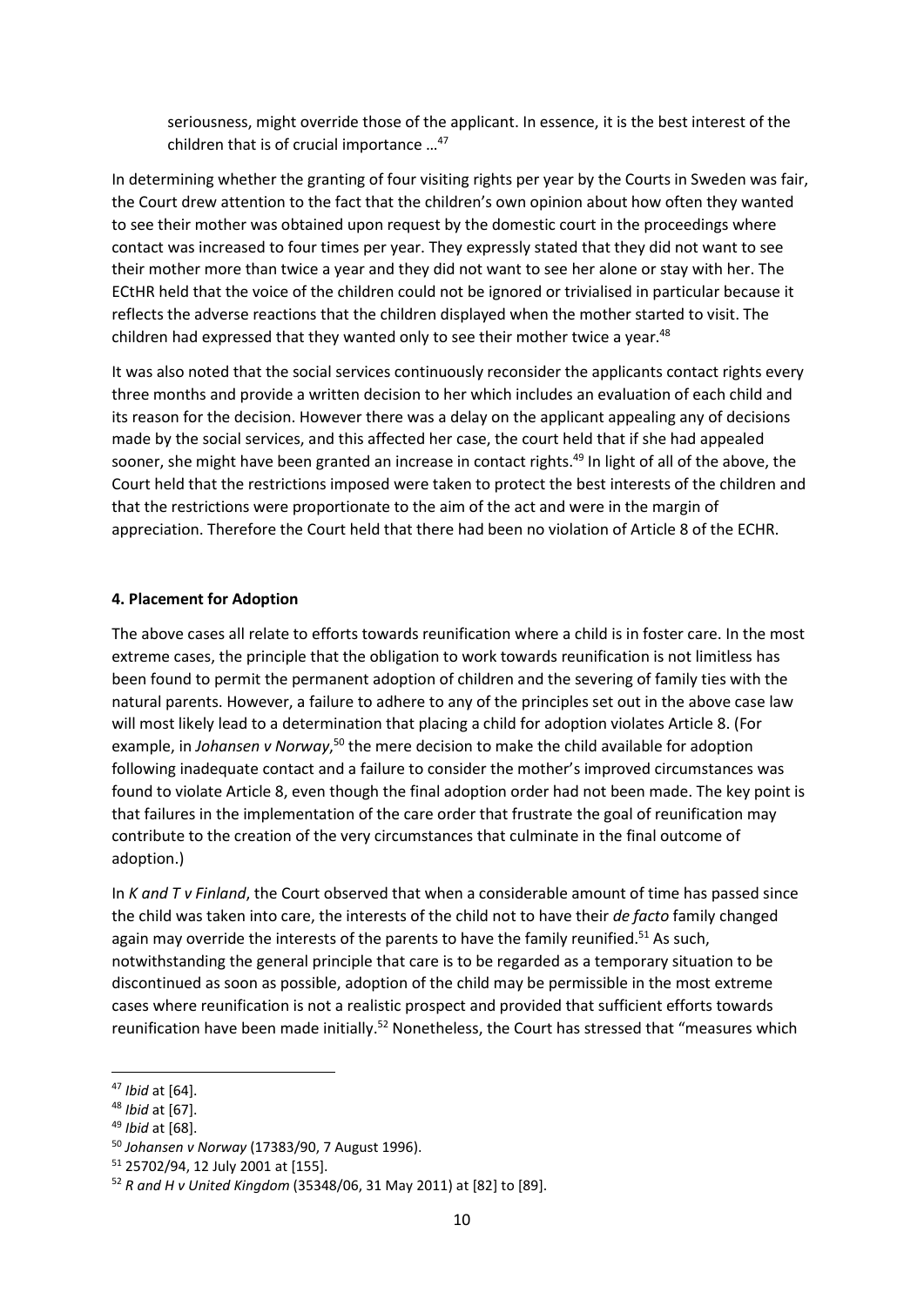seriousness, might override those of the applicant. In essence, it is the best interest of the children that is of crucial importance …[47]

In determining whether the granting of four visiting rights per year by the Courts in Sweden was fair, the Court drew attention to the fact that the children's own opinion about how often they wanted to see their mother was obtained upon request by the domestic court in the proceedings where contact was increased to four times per year. They expressly stated that they did not want to see their mother more than twice a year and they did not want to see her alone or stay with her. The ECtHR held that the voice of the children could not be ignored or trivialised in particular because it reflects the adverse reactions that the children displayed when the mother started to visit. The children had expressed that they wanted only to see their mother twice a year.[48]

It was also noted that the social services continuously reconsider the applicants contact rights every three months and provide a written decision to her which includes an evaluation of each child and its reason for the decision. However there was a delay on the applicant appealing any of decisions made by the social services, and this affected her case, the court held that if she had appealed sooner, she might have been granted an increase in contact rights.[49] In light of all of the above, the Court held that the restrictions imposed were taken to protect the best interests of the children and that the restrictions were proportionate to the aim of the act and were in the margin of appreciation. Therefore the Court held that there had been no violation of Article 8 of the ECHR.

**4. Placement for Adoption**

The above cases all relate to efforts towards reunification where a child is in foster care. In the most extreme cases, the principle that the obligation to work towards reunification is not limitless has been found to permit the permanent adoption of children and the severing of family ties with the natural parents. However, a failure to adhere to any of the principles set out in the above case law will most likely lead to a determination that placing a child for adoption violates Article 8. (For example, in *Johansen v Norway*,[50] the mere decision to make the child available for adoption following inadequate contact and a failure to consider the mother's improved circumstances was found to violate Article 8, even though the final adoption order had not been made. The key point is that failures in the implementation of the care order that frustrate the goal of reunification may contribute to the creation of the very circumstances that culminate in the final outcome of adoption.)

In *K and T v Finland*, the Court observed that when a considerable amount of time has passed since the child was taken into care, the interests of the child not to have their *de facto* family changed again may override the interests of the parents to have the family reunified.[51] As such, notwithstanding the general principle that care is to be regarded as a temporary situation to be discontinued as soon as possible, adoption of the child may be permissible in the most extreme cases where reunification is not a realistic prospect and provided that sufficient efforts towards reunification have been made initially.[52] Nonetheless, the Court has stressed that "measures which

---

[47] *Ibid* at [64].

[48] *Ibid* at [67].

[49] *Ibid* at [68].

[50] *Johansen v Norway* (17383/90, 7 August 1996).

[51] 25702/94, 12 July 2001 at [155].

[52] *R and H v United Kingdom* (35348/06, 31 May 2011) at [82] to [89].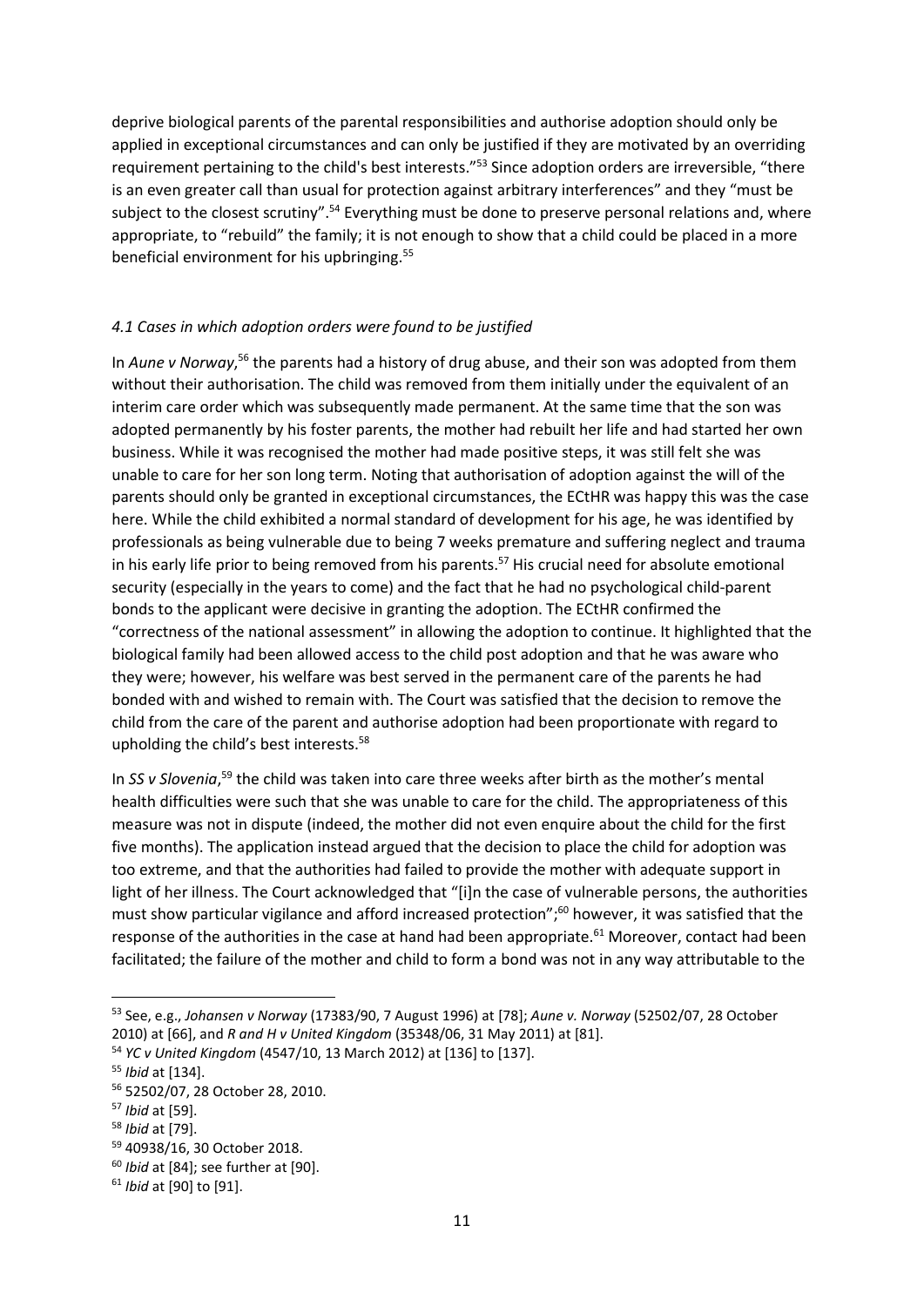deprive biological parents of the parental responsibilities and authorise adoption should only be applied in exceptional circumstances and can only be justified if they are motivated by an overriding requirement pertaining to the child's best interests."[53] Since adoption orders are irreversible, "there is an even greater call than usual for protection against arbitrary interferences" and they "must be subject to the closest scrutiny".[54] Everything must be done to preserve personal relations and, where appropriate, to "rebuild" the family; it is not enough to show that a child could be placed in a more beneficial environment for his upbringing.[55]

### *4.1 Cases in which adoption orders were found to be justified*

In *Aune v Norway*,[56] the parents had a history of drug abuse, and their son was adopted from them without their authorisation. The child was removed from them initially under the equivalent of an interim care order which was subsequently made permanent. At the same time that the son was adopted permanently by his foster parents, the mother had rebuilt her life and had started her own business. While it was recognised the mother had made positive steps, it was still felt she was unable to care for her son long term. Noting that authorisation of adoption against the will of the parents should only be granted in exceptional circumstances, the ECtHR was happy this was the case here. While the child exhibited a normal standard of development for his age, he was identified by professionals as being vulnerable due to being 7 weeks premature and suffering neglect and trauma in his early life prior to being removed from his parents.[57] His crucial need for absolute emotional security (especially in the years to come) and the fact that he had no psychological child-parent bonds to the applicant were decisive in granting the adoption. The ECtHR confirmed the "correctness of the national assessment" in allowing the adoption to continue. It highlighted that the biological family had been allowed access to the child post adoption and that he was aware who they were; however, his welfare was best served in the permanent care of the parents he had bonded with and wished to remain with. The Court was satisfied that the decision to remove the child from the care of the parent and authorise adoption had been proportionate with regard to upholding the child's best interests.[58]

In *SS v Slovenia*,[59] the child was taken into care three weeks after birth as the mother's mental health difficulties were such that she was unable to care for the child. The appropriateness of this measure was not in dispute (indeed, the mother did not even enquire about the child for the first five months). The application instead argued that the decision to place the child for adoption was too extreme, and that the authorities had failed to provide the mother with adequate support in light of her illness. The Court acknowledged that "[i]n the case of vulnerable persons, the authorities must show particular vigilance and afford increased protection";[60] however, it was satisfied that the response of the authorities in the case at hand had been appropriate.[61] Moreover, contact had been facilitated; the failure of the mother and child to form a bond was not in any way attributable to the

---

[53] See, e.g., *Johansen v Norway* (17383/90, 7 August 1996) at [78]; *Aune v. Norway* (52502/07, 28 October 2010) at [66], and *R and H v United Kingdom* (35348/06, 31 May 2011) at [81].

[54] *YC v United Kingdom* (4547/10, 13 March 2012) at [136] to [137].

[55] *Ibid* at [134].

[56] 52502/07, 28 October 28, 2010.

[57] *Ibid* at [59].

[58] *Ibid* at [79].

[59] 40938/16, 30 October 2018.

[60] *Ibid* at [84]; see further at [90].

[61] *Ibid* at [90] to [91].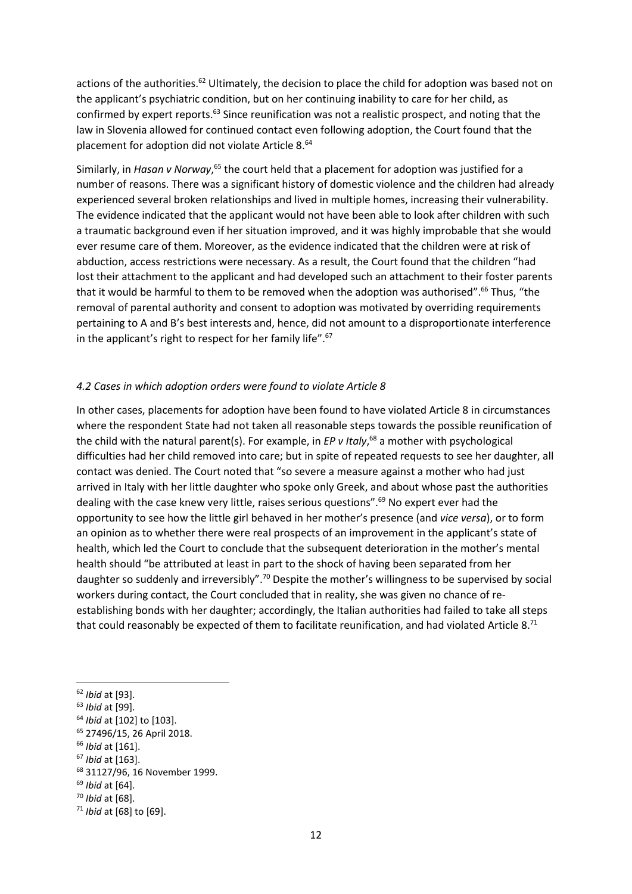actions of the authorities.[62] Ultimately, the decision to place the child for adoption was based not on the applicant's psychiatric condition, but on her continuing inability to care for her child, as confirmed by expert reports.[63] Since reunification was not a realistic prospect, and noting that the law in Slovenia allowed for continued contact even following adoption, the Court found that the placement for adoption did not violate Article 8.[64]

Similarly, in *Hasan v Norway*,[65] the court held that a placement for adoption was justified for a number of reasons. There was a significant history of domestic violence and the children had already experienced several broken relationships and lived in multiple homes, increasing their vulnerability. The evidence indicated that the applicant would not have been able to look after children with such a traumatic background even if her situation improved, and it was highly improbable that she would ever resume care of them. Moreover, as the evidence indicated that the children were at risk of abduction, access restrictions were necessary. As a result, the Court found that the children "had lost their attachment to the applicant and had developed such an attachment to their foster parents that it would be harmful to them to be removed when the adoption was authorised".[66] Thus, "the removal of parental authority and consent to adoption was motivated by overriding requirements pertaining to A and B's best interests and, hence, did not amount to a disproportionate interference in the applicant's right to respect for her family life".[67]

### *4.2 Cases in which adoption orders were found to violate Article 8*

In other cases, placements for adoption have been found to have violated Article 8 in circumstances where the respondent State had not taken all reasonable steps towards the possible reunification of the child with the natural parent(s). For example, in *EP v Italy*,[68] a mother with psychological difficulties had her child removed into care; but in spite of repeated requests to see her daughter, all contact was denied. The Court noted that "so severe a measure against a mother who had just arrived in Italy with her little daughter who spoke only Greek, and about whose past the authorities dealing with the case knew very little, raises serious questions".[69] No expert ever had the opportunity to see how the little girl behaved in her mother's presence (and *vice versa*), or to form an opinion as to whether there were real prospects of an improvement in the applicant's state of health, which led the Court to conclude that the subsequent deterioration in the mother's mental health should "be attributed at least in part to the shock of having been separated from her daughter so suddenly and irreversibly".[70] Despite the mother's willingness to be supervised by social workers during contact, the Court concluded that in reality, she was given no chance of re-establishing bonds with her daughter; accordingly, the Italian authorities had failed to take all steps that could reasonably be expected of them to facilitate reunification, and had violated Article 8.[71]

---

[62] *Ibid* at [93].

[63] *Ibid* at [99].

[64] *Ibid* at [102] to [103].

[65] 27496/15, 26 April 2018.

[66] *Ibid* at [161].

[67] *Ibid* at [163].

[68] 31127/96, 16 November 1999.

[69] *Ibid* at [64].

[70] *Ibid* at [68].

[71] *Ibid* at [68] to [69].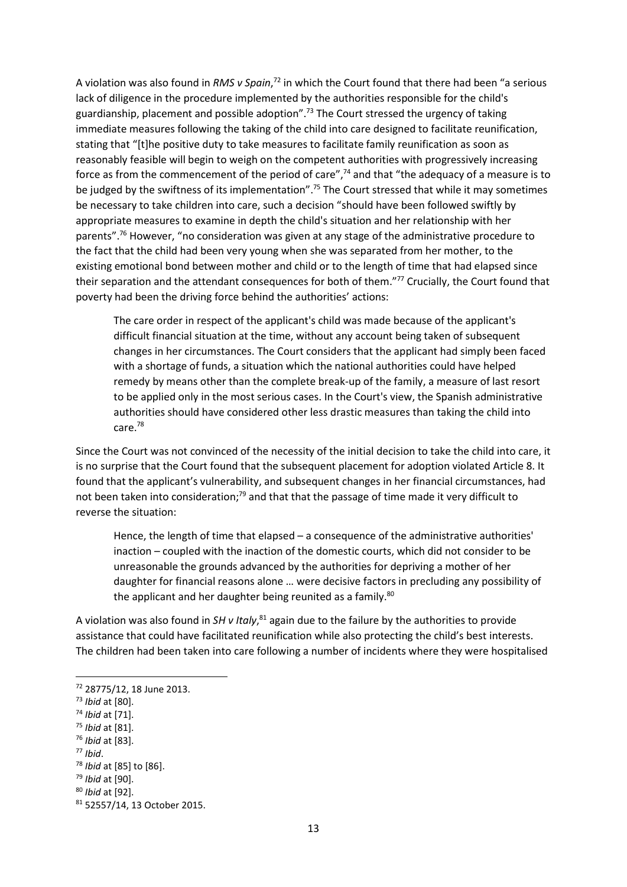A violation was also found in *RMS v Spain*,[72] in which the Court found that there had been "a serious lack of diligence in the procedure implemented by the authorities responsible for the child's guardianship, placement and possible adoption".[73] The Court stressed the urgency of taking immediate measures following the taking of the child into care designed to facilitate reunification, stating that "[t]he positive duty to take measures to facilitate family reunification as soon as reasonably feasible will begin to weigh on the competent authorities with progressively increasing force as from the commencement of the period of care",[74] and that "the adequacy of a measure is to be judged by the swiftness of its implementation".[75] The Court stressed that while it may sometimes be necessary to take children into care, such a decision "should have been followed swiftly by appropriate measures to examine in depth the child's situation and her relationship with her parents".[76] However, "no consideration was given at any stage of the administrative procedure to the fact that the child had been very young when she was separated from her mother, to the existing emotional bond between mother and child or to the length of time that had elapsed since their separation and the attendant consequences for both of them."[77] Crucially, the Court found that poverty had been the driving force behind the authorities' actions:

> The care order in respect of the applicant's child was made because of the applicant's difficult financial situation at the time, without any account being taken of subsequent changes in her circumstances. The Court considers that the applicant had simply been faced with a shortage of funds, a situation which the national authorities could have helped remedy by means other than the complete break-up of the family, a measure of last resort to be applied only in the most serious cases. In the Court's view, the Spanish administrative authorities should have considered other less drastic measures than taking the child into care.[78]

Since the Court was not convinced of the necessity of the initial decision to take the child into care, it is no surprise that the Court found that the subsequent placement for adoption violated Article 8. It found that the applicant's vulnerability, and subsequent changes in her financial circumstances, had not been taken into consideration;[79] and that that the passage of time made it very difficult to reverse the situation:

> Hence, the length of time that elapsed – a consequence of the administrative authorities' inaction – coupled with the inaction of the domestic courts, which did not consider to be unreasonable the grounds advanced by the authorities for depriving a mother of her daughter for financial reasons alone … were decisive factors in precluding any possibility of the applicant and her daughter being reunited as a family.[80]

A violation was also found in *SH v Italy*,[81] again due to the failure by the authorities to provide assistance that could have facilitated reunification while also protecting the child's best interests. The children had been taken into care following a number of incidents where they were hospitalised

---

[72] 28775/12, 18 June 2013.

[73] *Ibid* at [80].

[74] *Ibid* at [71].

[75] *Ibid* at [81].

[76] *Ibid* at [83].

[77] *Ibid*.

[78] *Ibid* at [85] to [86].

[79] *Ibid* at [90].

[80] *Ibid* at [92].

[81] 52557/14, 13 October 2015.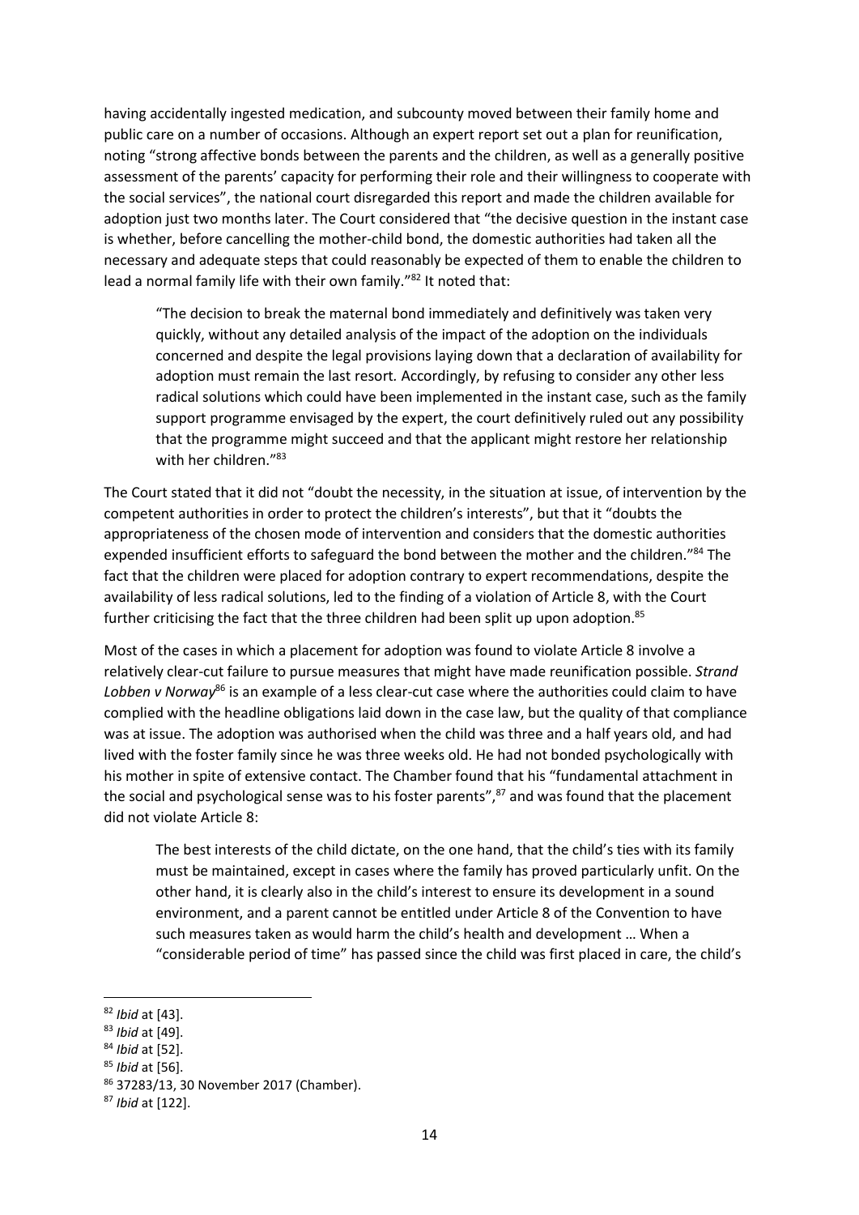having accidentally ingested medication, and subcounty moved between their family home and public care on a number of occasions. Although an expert report set out a plan for reunification, noting "strong affective bonds between the parents and the children, as well as a generally positive assessment of the parents' capacity for performing their role and their willingness to cooperate with the social services", the national court disregarded this report and made the children available for adoption just two months later. The Court considered that "the decisive question in the instant case is whether, before cancelling the mother-child bond, the domestic authorities had taken all the necessary and adequate steps that could reasonably be expected of them to enable the children to lead a normal family life with their own family."[82] It noted that:

> "The decision to break the maternal bond immediately and definitively was taken very quickly, without any detailed analysis of the impact of the adoption on the individuals concerned and despite the legal provisions laying down that a declaration of availability for adoption must remain the last resort. Accordingly, by refusing to consider any other less radical solutions which could have been implemented in the instant case, such as the family support programme envisaged by the expert, the court definitively ruled out any possibility that the programme might succeed and that the applicant might restore her relationship with her children."[83]

The Court stated that it did not "doubt the necessity, in the situation at issue, of intervention by the competent authorities in order to protect the children's interests", but that it "doubts the appropriateness of the chosen mode of intervention and considers that the domestic authorities expended insufficient efforts to safeguard the bond between the mother and the children."[84] The fact that the children were placed for adoption contrary to expert recommendations, despite the availability of less radical solutions, led to the finding of a violation of Article 8, with the Court further criticising the fact that the three children had been split up upon adoption.[85]

Most of the cases in which a placement for adoption was found to violate Article 8 involve a relatively clear-cut failure to pursue measures that might have made reunification possible. *Strand Lobben v Norway*[86] is an example of a less clear-cut case where the authorities could claim to have complied with the headline obligations laid down in the case law, but the quality of that compliance was at issue. The adoption was authorised when the child was three and a half years old, and had lived with the foster family since he was three weeks old. He had not bonded psychologically with his mother in spite of extensive contact. The Chamber found that his "fundamental attachment in the social and psychological sense was to his foster parents",[87] and was found that the placement did not violate Article 8:

> The best interests of the child dictate, on the one hand, that the child's ties with its family must be maintained, except in cases where the family has proved particularly unfit. On the other hand, it is clearly also in the child's interest to ensure its development in a sound environment, and a parent cannot be entitled under Article 8 of the Convention to have such measures taken as would harm the child's health and development … When a "considerable period of time" has passed since the child was first placed in care, the child's

---

[82] *Ibid* at [43].

[83] *Ibid* at [49].

[84] *Ibid* at [52].

[85] *Ibid* at [56].

[86] 37283/13, 30 November 2017 (Chamber).

[87] *Ibid* at [122].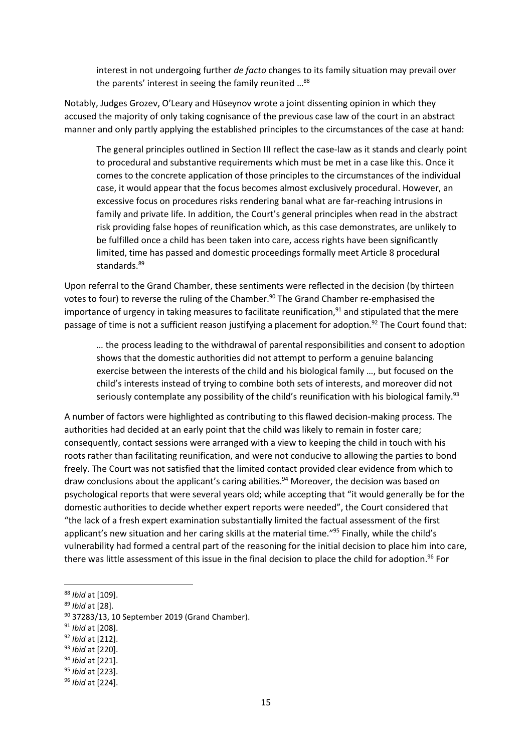> interest in not undergoing further *de facto* changes to its family situation may prevail over the parents' interest in seeing the family reunited …[88]

Notably, Judges Grozev, O'Leary and Hüseynov wrote a joint dissenting opinion in which they accused the majority of only taking cognisance of the previous case law of the court in an abstract manner and only partly applying the established principles to the circumstances of the case at hand:

> The general principles outlined in Section III reflect the case-law as it stands and clearly point to procedural and substantive requirements which must be met in a case like this. Once it comes to the concrete application of those principles to the circumstances of the individual case, it would appear that the focus becomes almost exclusively procedural. However, an excessive focus on procedures risks rendering banal what are far-reaching intrusions in family and private life. In addition, the Court's general principles when read in the abstract risk providing false hopes of reunification which, as this case demonstrates, are unlikely to be fulfilled once a child has been taken into care, access rights have been significantly limited, time has passed and domestic proceedings formally meet Article 8 procedural standards.[89]

Upon referral to the Grand Chamber, these sentiments were reflected in the decision (by thirteen votes to four) to reverse the ruling of the Chamber.[90] The Grand Chamber re-emphasised the importance of urgency in taking measures to facilitate reunification,[91] and stipulated that the mere passage of time is not a sufficient reason justifying a placement for adoption.[92] The Court found that:

> … the process leading to the withdrawal of parental responsibilities and consent to adoption shows that the domestic authorities did not attempt to perform a genuine balancing exercise between the interests of the child and his biological family …, but focused on the child's interests instead of trying to combine both sets of interests, and moreover did not seriously contemplate any possibility of the child's reunification with his biological family.[93]

A number of factors were highlighted as contributing to this flawed decision-making process. The authorities had decided at an early point that the child was likely to remain in foster care; consequently, contact sessions were arranged with a view to keeping the child in touch with his roots rather than facilitating reunification, and were not conducive to allowing the parties to bond freely. The Court was not satisfied that the limited contact provided clear evidence from which to draw conclusions about the applicant's caring abilities.[94] Moreover, the decision was based on psychological reports that were several years old; while accepting that "it would generally be for the domestic authorities to decide whether expert reports were needed", the Court considered that "the lack of a fresh expert examination substantially limited the factual assessment of the first applicant's new situation and her caring skills at the material time."[95] Finally, while the child's vulnerability had formed a central part of the reasoning for the initial decision to place him into care, there was little assessment of this issue in the final decision to place the child for adoption.[96] For

---

[88] *Ibid* at [109].

[89] *Ibid* at [28].

[90] 37283/13, 10 September 2019 (Grand Chamber).

[91] *Ibid* at [208].

[92] *Ibid* at [212].

[93] *Ibid* at [220].

[94] *Ibid* at [221].

[95] *Ibid* at [223].

[96] *Ibid* at [224].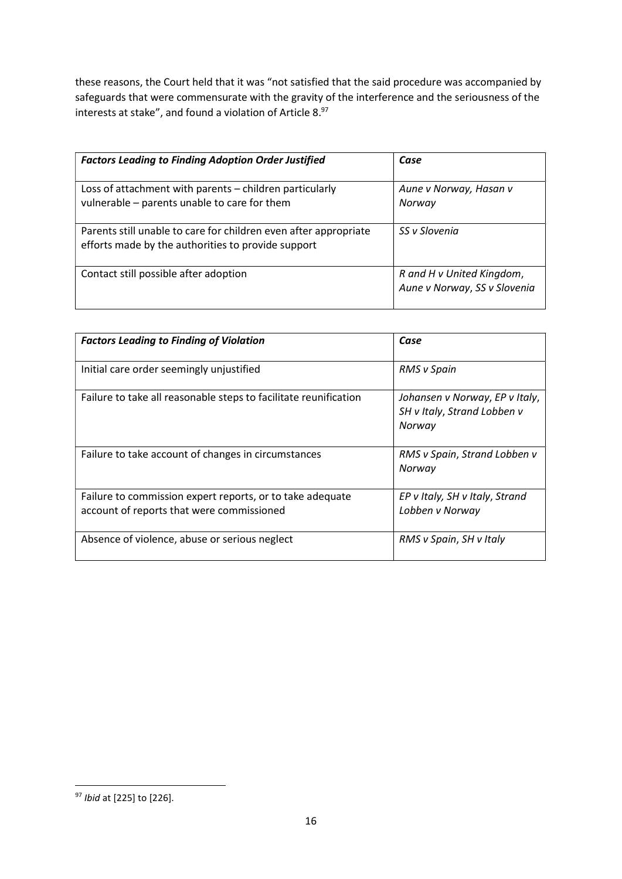these reasons, the Court held that it was "not satisfied that the said procedure was accompanied by safeguards that were commensurate with the gravity of the interference and the seriousness of the interests at stake", and found a violation of Article 8.[97]

| ***Factors Leading to Finding Adoption Order Justified*** | ***Case*** |
| --- | --- |
| Loss of attachment with parents – children particularly vulnerable – parents unable to care for them | *Aune v Norway*, *Hasan v Norway* |
| Parents still unable to care for children even after appropriate efforts made by the authorities to provide support | *SS v Slovenia* |
| Contact still possible after adoption | *R and H v United Kingdom*, *Aune v Norway*, *SS v Slovenia* |

| ***Factors Leading to Finding of Violation*** | ***Case*** |
| --- | --- |
| Initial care order seemingly unjustified | *RMS v Spain* |
| Failure to take all reasonable steps to facilitate reunification | *Johansen v Norway*, *EP v Italy*, *SH v Italy*, *Strand Lobben v Norway* |
| Failure to take account of changes in circumstances | *RMS v Spain*, *Strand Lobben v Norway* |
| Failure to commission expert reports, or to take adequate account of reports that were commissioned | *EP v Italy*, *SH v Italy*, *Strand Lobben v Norway* |
| Absence of violence, abuse or serious neglect | *RMS v Spain*, *SH v Italy* |

[97] *Ibid* at [225] to [226].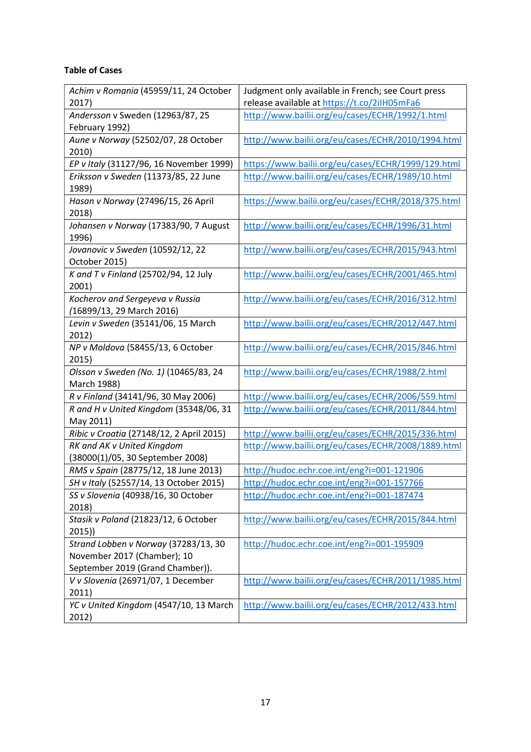**Table of Cases**

| | |
|---|---|
| *Achim v Romania* (45959/11, 24 October 2017) | Judgment only available in French; see Court press release available at https://t.co/2ilH05mFa6 |
| *Andersson* v Sweden (12963/87, 25 February 1992) | http://www.bailii.org/eu/cases/ECHR/1992/1.html |
| *Aune v Norway* (52502/07, 28 October 2010) | http://www.bailii.org/eu/cases/ECHR/2010/1994.html |
| *EP v Italy* (31127/96, 16 November 1999) | https://www.bailii.org/eu/cases/ECHR/1999/129.html |
| *Eriksson v Sweden* (11373/85, 22 June 1989) | http://www.bailii.org/eu/cases/ECHR/1989/10.html |
| *Hasan v Norway* (27496/15, 26 April 2018) | https://www.bailii.org/eu/cases/ECHR/2018/375.html |
| *Johansen v Norway* (17383/90, 7 August 1996) | http://www.bailii.org/eu/cases/ECHR/1996/31.html |
| *Jovanovic v Sweden* (10592/12, 22 October 2015) | http://www.bailii.org/eu/cases/ECHR/2015/943.html |
| *K and T v Finland* (25702/94, 12 July 2001) | http://www.bailii.org/eu/cases/ECHR/2001/465.html |
| *Kocherov and Sergeyeva v Russia (*16899/13, 29 March 2016) | http://www.bailii.org/eu/cases/ECHR/2016/312.html |
| *Levin v Sweden* (35141/06, 15 March 2012) | http://www.bailii.org/eu/cases/ECHR/2012/447.html |
| *NP v Moldova* (58455/13, 6 October 2015) | http://www.bailii.org/eu/cases/ECHR/2015/846.html |
| *Olsson v Sweden (No. 1)* (10465/83, 24 March 1988) | http://www.bailii.org/eu/cases/ECHR/1988/2.html |
| *R v Finland* (34141/96, 30 May 2006) | http://www.bailii.org/eu/cases/ECHR/2006/559.html |
| *R and H v United Kingdom* (35348/06, 31 May 2011) | http://www.bailii.org/eu/cases/ECHR/2011/844.html |
| *Ribic v Croatia* (27148/12, 2 April 2015) | http://www.bailii.org/eu/cases/ECHR/2015/336.html |
| *RK and AK v United Kingdom* (38000(1)/05, 30 September 2008) | http://www.bailii.org/eu/cases/ECHR/2008/1889.html |
| *RMS v Spain* (28775/12, 18 June 2013) | http://hudoc.echr.coe.int/eng?i=001-121906 |
| *SH v Italy* (52557/14, 13 October 2015) | http://hudoc.echr.coe.int/eng?i=001-157766 |
| *SS v Slovenia* (40938/16, 30 October 2018) | http://hudoc.echr.coe.int/eng?i=001-187474 |
| *Stasik v Poland* (21823/12, 6 October 2015)) | http://www.bailii.org/eu/cases/ECHR/2015/844.html |
| *Strand Lobben v Norway* (37283/13, 30 November 2017 (Chamber); 10 September 2019 (Grand Chamber)). | http://hudoc.echr.coe.int/eng?i=001-195909 |
| *V v Slovenia* (26971/07, 1 December 2011) | http://www.bailii.org/eu/cases/ECHR/2011/1985.html |
| *YC v United Kingdom* (4547/10, 13 March 2012) | http://www.bailii.org/eu/cases/ECHR/2012/433.html |